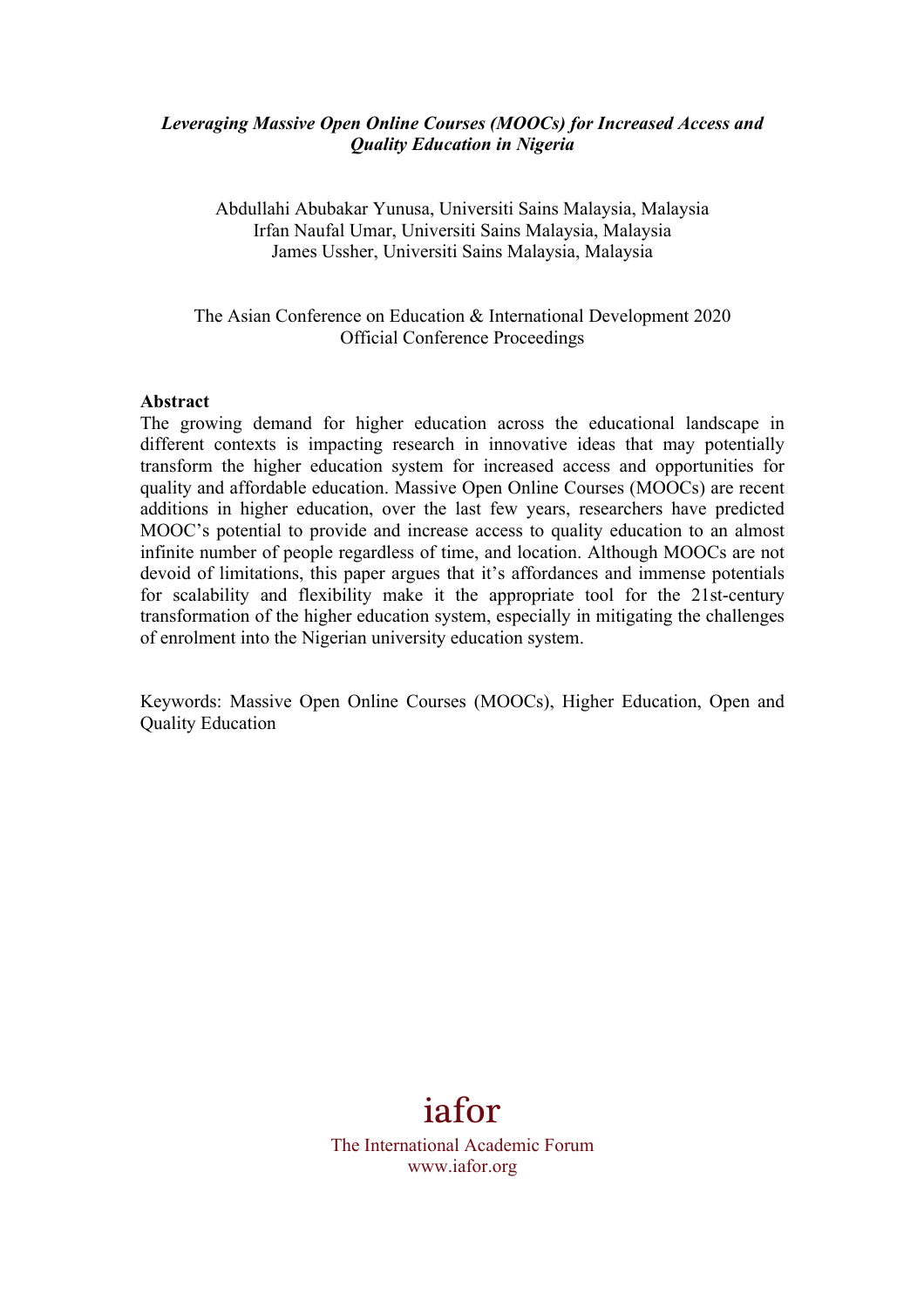***Leveraging Massive Open Online Courses (MOOCs) for Increased Access and Quality Education in Nigeria***

Abdullahi Abubakar Yunusa, Universiti Sains Malaysia, Malaysia
Irfan Naufal Umar, Universiti Sains Malaysia, Malaysia
James Ussher, Universiti Sains Malaysia, Malaysia

The Asian Conference on Education & International Development 2020
Official Conference Proceedings

**Abstract**

The growing demand for higher education across the educational landscape in different contexts is impacting research in innovative ideas that may potentially transform the higher education system for increased access and opportunities for quality and affordable education. Massive Open Online Courses (MOOCs) are recent additions in higher education, over the last few years, researchers have predicted MOOC's potential to provide and increase access to quality education to an almost infinite number of people regardless of time, and location. Although MOOCs are not devoid of limitations, this paper argues that it's affordances and immense potentials for scalability and flexibility make it the appropriate tool for the 21st-century transformation of the higher education system, especially in mitigating the challenges of enrolment into the Nigerian university education system.

Keywords: Massive Open Online Courses (MOOCs), Higher Education, Open and Quality Education

iafor

The International Academic Forum
www.iafor.org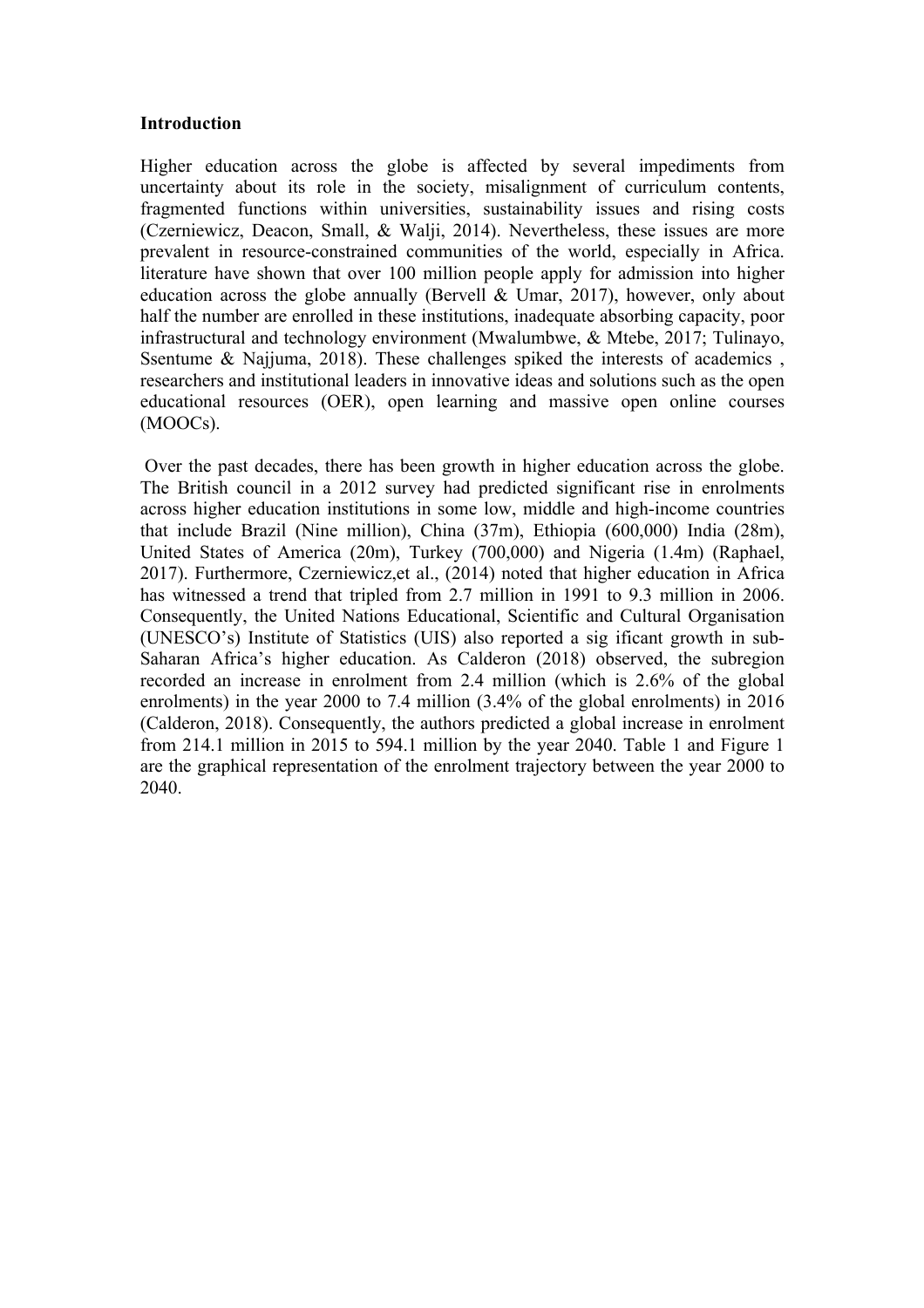## Introduction

Higher education across the globe is affected by several impediments from uncertainty about its role in the society, misalignment of curriculum contents, fragmented functions within universities, sustainability issues and rising costs (Czerniewicz, Deacon, Small, & Walji, 2014). Nevertheless, these issues are more prevalent in resource-constrained communities of the world, especially in Africa. literature have shown that over 100 million people apply for admission into higher education across the globe annually (Bervell & Umar, 2017), however, only about half the number are enrolled in these institutions, inadequate absorbing capacity, poor infrastructural and technology environment (Mwalumbwe, & Mtebe, 2017; Tulinayo, Ssentume & Najjuma, 2018). These challenges spiked the interests of academics , researchers and institutional leaders in innovative ideas and solutions such as the open educational resources (OER), open learning and massive open online courses (MOOCs).

Over the past decades, there has been growth in higher education across the globe. The British council in a 2012 survey had predicted significant rise in enrolments across higher education institutions in some low, middle and high-income countries that include Brazil (Nine million), China (37m), Ethiopia (600,000) India (28m), United States of America (20m), Turkey (700,000) and Nigeria (1.4m) (Raphael, 2017). Furthermore, Czerniewicz,et al., (2014) noted that higher education in Africa has witnessed a trend that tripled from 2.7 million in 1991 to 9.3 million in 2006. Consequently, the United Nations Educational, Scientific and Cultural Organisation (UNESCO's) Institute of Statistics (UIS) also reported a sig ificant growth in sub-Saharan Africa's higher education. As Calderon (2018) observed, the subregion recorded an increase in enrolment from 2.4 million (which is 2.6% of the global enrolments) in the year 2000 to 7.4 million (3.4% of the global enrolments) in 2016 (Calderon, 2018). Consequently, the authors predicted a global increase in enrolment from 214.1 million in 2015 to 594.1 million by the year 2040. Table 1 and Figure 1 are the graphical representation of the enrolment trajectory between the year 2000 to 2040.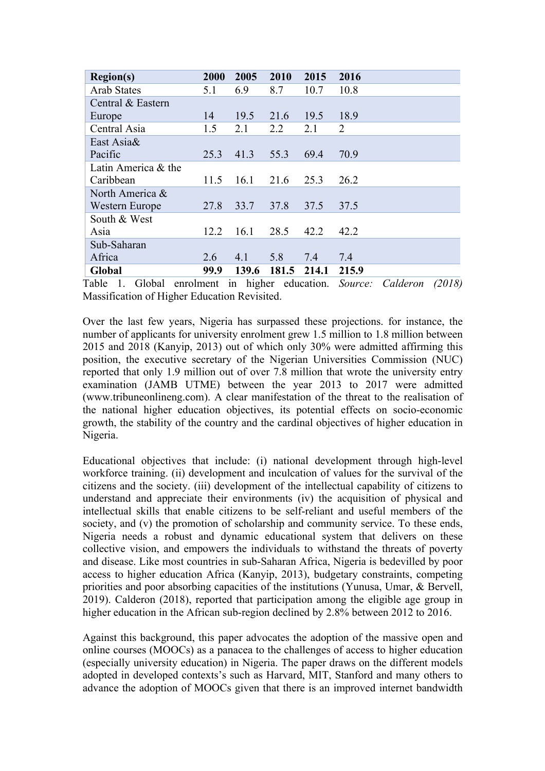| Region(s) | 2000 | 2005 | 2010 | 2015 | 2016 |
|---|---|---|---|---|---|
| Arab States | 5.1 | 6.9 | 8.7 | 10.7 | 10.8 |
| Central & Eastern Europe | 14 | 19.5 | 21.6 | 19.5 | 18.9 |
| Central Asia | 1.5 | 2.1 | 2.2 | 2.1 | 2 |
| East Asia& Pacific | 25.3 | 41.3 | 55.3 | 69.4 | 70.9 |
| Latin America & the Caribbean | 11.5 | 16.1 | 21.6 | 25.3 | 26.2 |
| North America & Western Europe | 27.8 | 33.7 | 37.8 | 37.5 | 37.5 |
| South & West Asia | 12.2 | 16.1 | 28.5 | 42.2 | 42.2 |
| Sub-Saharan Africa | 2.6 | 4.1 | 5.8 | 7.4 | 7.4 |
| **Global** | **99.9** | **139.6** | **181.5** | **214.1** | **215.9** |

Table 1. Global enrolment in higher education. *Source: Calderon (2018)* Massification of Higher Education Revisited.

Over the last few years, Nigeria has surpassed these projections. for instance, the number of applicants for university enrolment grew 1.5 million to 1.8 million between 2015 and 2018 (Kanyip, 2013) out of which only 30% were admitted affirming this position, the executive secretary of the Nigerian Universities Commission (NUC) reported that only 1.9 million out of over 7.8 million that wrote the university entry examination (JAMB UTME) between the year 2013 to 2017 were admitted (www.tribuneonlineng.com). A clear manifestation of the threat to the realisation of the national higher education objectives, its potential effects on socio-economic growth, the stability of the country and the cardinal objectives of higher education in Nigeria.

Educational objectives that include: (i) national development through high-level workforce training. (ii) development and inculcation of values for the survival of the citizens and the society. (iii) development of the intellectual capability of citizens to understand and appreciate their environments (iv) the acquisition of physical and intellectual skills that enable citizens to be self-reliant and useful members of the society, and (v) the promotion of scholarship and community service. To these ends, Nigeria needs a robust and dynamic educational system that delivers on these collective vision, and empowers the individuals to withstand the threats of poverty and disease. Like most countries in sub-Saharan Africa, Nigeria is bedevilled by poor access to higher education Africa (Kanyip, 2013), budgetary constraints, competing priorities and poor absorbing capacities of the institutions (Yunusa, Umar, & Bervell, 2019). Calderon (2018), reported that participation among the eligible age group in higher education in the African sub-region declined by 2.8% between 2012 to 2016.

Against this background, this paper advocates the adoption of the massive open and online courses (MOOCs) as a panacea to the challenges of access to higher education (especially university education) in Nigeria. The paper draws on the different models adopted in developed contexts's such as Harvard, MIT, Stanford and many others to advance the adoption of MOOCs given that there is an improved internet bandwidth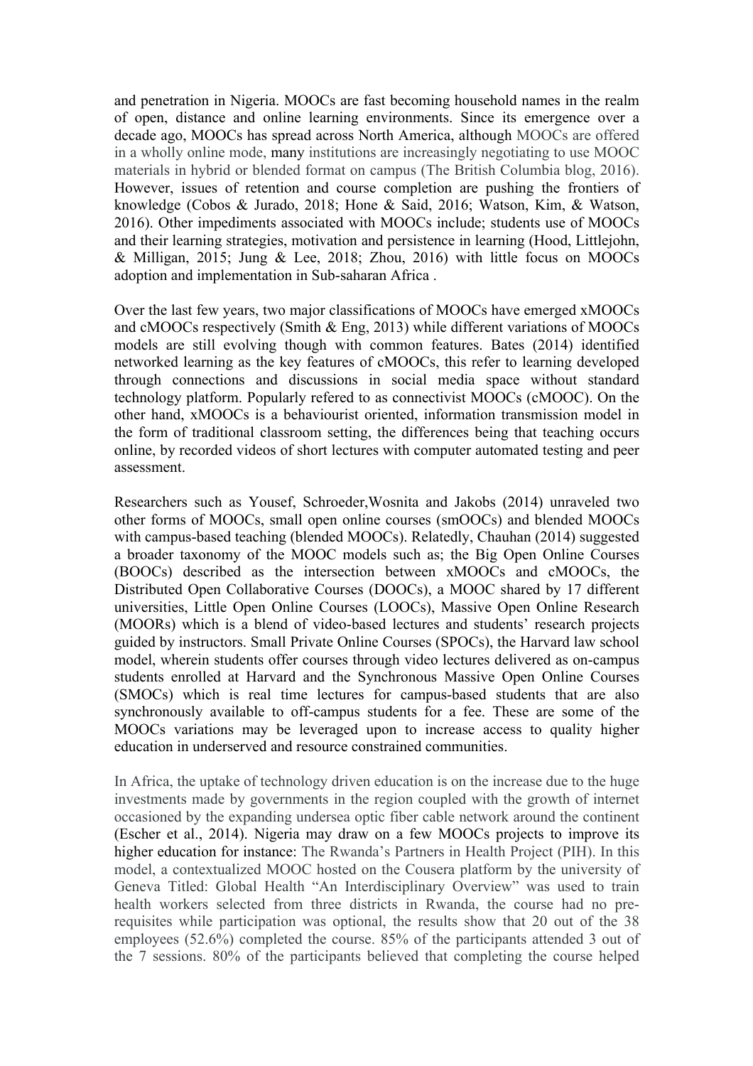and penetration in Nigeria. MOOCs are fast becoming household names in the realm of open, distance and online learning environments. Since its emergence over a decade ago, MOOCs has spread across North America, although MOOCs are offered in a wholly online mode, many institutions are increasingly negotiating to use MOOC materials in hybrid or blended format on campus (The British Columbia blog, 2016). However, issues of retention and course completion are pushing the frontiers of knowledge (Cobos & Jurado, 2018; Hone & Said, 2016; Watson, Kim, & Watson, 2016). Other impediments associated with MOOCs include; students use of MOOCs and their learning strategies, motivation and persistence in learning (Hood, Littlejohn, & Milligan, 2015; Jung & Lee, 2018; Zhou, 2016) with little focus on MOOCs adoption and implementation in Sub-saharan Africa .

Over the last few years, two major classifications of MOOCs have emerged xMOOCs and cMOOCs respectively (Smith & Eng, 2013) while different variations of MOOCs models are still evolving though with common features. Bates (2014) identified networked learning as the key features of cMOOCs, this refer to learning developed through connections and discussions in social media space without standard technology platform. Popularly refered to as connectivist MOOCs (cMOOC). On the other hand, xMOOCs is a behaviourist oriented, information transmission model in the form of traditional classroom setting, the differences being that teaching occurs online, by recorded videos of short lectures with computer automated testing and peer assessment.

Researchers such as Yousef, Schroeder,Wosnita and Jakobs (2014) unraveled two other forms of MOOCs, small open online courses (smOOCs) and blended MOOCs with campus-based teaching (blended MOOCs). Relatedly, Chauhan (2014) suggested a broader taxonomy of the MOOC models such as; the Big Open Online Courses (BOOCs) described as the intersection between xMOOCs and cMOOCs, the Distributed Open Collaborative Courses (DOOCs), a MOOC shared by 17 different universities, Little Open Online Courses (LOOCs), Massive Open Online Research (MOORs) which is a blend of video-based lectures and students' research projects guided by instructors. Small Private Online Courses (SPOCs), the Harvard law school model, wherein students offer courses through video lectures delivered as on-campus students enrolled at Harvard and the Synchronous Massive Open Online Courses (SMOCs) which is real time lectures for campus-based students that are also synchronously available to off-campus students for a fee. These are some of the MOOCs variations may be leveraged upon to increase access to quality higher education in underserved and resource constrained communities.

In Africa, the uptake of technology driven education is on the increase due to the huge investments made by governments in the region coupled with the growth of internet occasioned by the expanding undersea optic fiber cable network around the continent (Escher et al., 2014). Nigeria may draw on a few MOOCs projects to improve its higher education for instance: The Rwanda's Partners in Health Project (PIH). In this model, a contextualized MOOC hosted on the Cousera platform by the university of Geneva Titled: Global Health "An Interdisciplinary Overview" was used to train health workers selected from three districts in Rwanda, the course had no pre-requisites while participation was optional, the results show that 20 out of the 38 employees (52.6%) completed the course. 85% of the participants attended 3 out of the 7 sessions. 80% of the participants believed that completing the course helped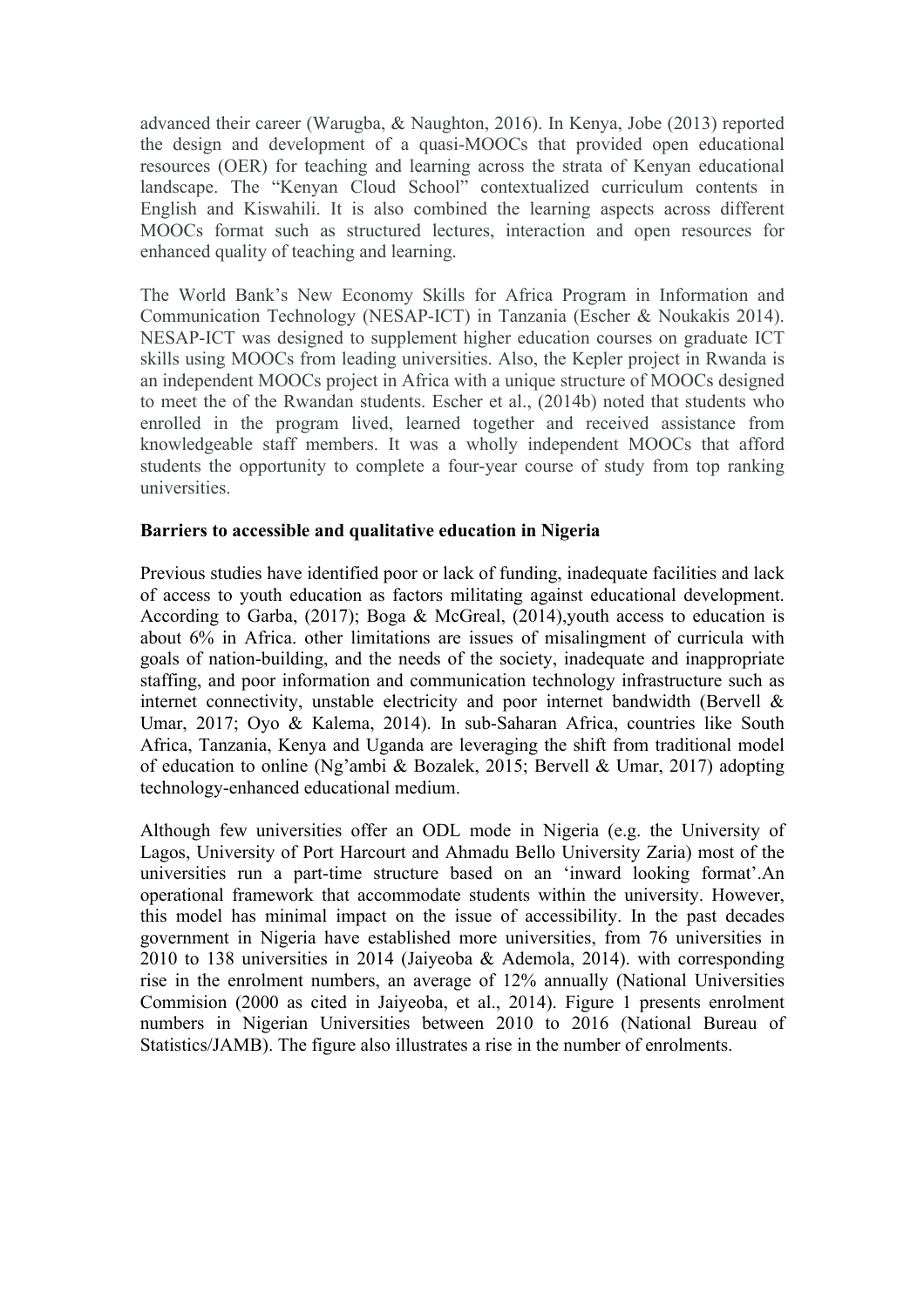advanced their career (Warugba, & Naughton, 2016). In Kenya, Jobe (2013) reported the design and development of a quasi-MOOCs that provided open educational resources (OER) for teaching and learning across the strata of Kenyan educational landscape. The "Kenyan Cloud School" contextualized curriculum contents in English and Kiswahili. It is also combined the learning aspects across different MOOCs format such as structured lectures, interaction and open resources for enhanced quality of teaching and learning.

The World Bank's New Economy Skills for Africa Program in Information and Communication Technology (NESAP-ICT) in Tanzania (Escher & Noukakis 2014). NESAP-ICT was designed to supplement higher education courses on graduate ICT skills using MOOCs from leading universities. Also, the Kepler project in Rwanda is an independent MOOCs project in Africa with a unique structure of MOOCs designed to meet the of the Rwandan students. Escher et al., (2014b) noted that students who enrolled in the program lived, learned together and received assistance from knowledgeable staff members. It was a wholly independent MOOCs that afford students the opportunity to complete a four-year course of study from top ranking universities.

**Barriers to accessible and qualitative education in Nigeria**

Previous studies have identified poor or lack of funding, inadequate facilities and lack of access to youth education as factors militating against educational development. According to Garba, (2017); Boga & McGreal, (2014),youth access to education is about 6% in Africa. other limitations are issues of misalingment of curricula with goals of nation-building, and the needs of the society, inadequate and inappropriate staffing, and poor information and communication technology infrastructure such as internet connectivity, unstable electricity and poor internet bandwidth (Bervell & Umar, 2017; Oyo & Kalema, 2014). In sub-Saharan Africa, countries like South Africa, Tanzania, Kenya and Uganda are leveraging the shift from traditional model of education to online (Ng'ambi & Bozalek, 2015; Bervell & Umar, 2017) adopting technology-enhanced educational medium.

Although few universities offer an ODL mode in Nigeria (e.g. the University of Lagos, University of Port Harcourt and Ahmadu Bello University Zaria) most of the universities run a part-time structure based on an 'inward looking format'.An operational framework that accommodate students within the university. However, this model has minimal impact on the issue of accessibility. In the past decades government in Nigeria have established more universities, from 76 universities in 2010 to 138 universities in 2014 (Jaiyeoba & Ademola, 2014). with corresponding rise in the enrolment numbers, an average of 12% annually (National Universities Commision (2000 as cited in Jaiyeoba, et al., 2014). Figure 1 presents enrolment numbers in Nigerian Universities between 2010 to 2016 (National Bureau of Statistics/JAMB). The figure also illustrates a rise in the number of enrolments.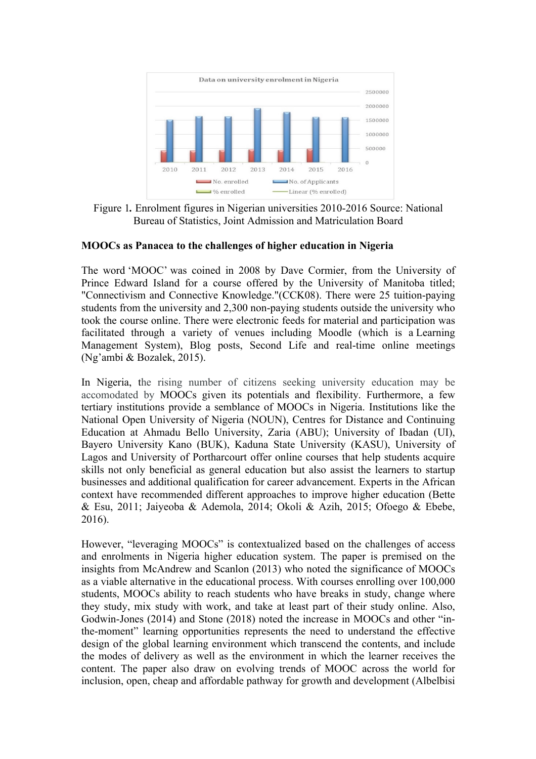Figure 1. Enrolment figures in Nigerian universities 2010-2016 Source: National Bureau of Statistics, Joint Admission and Matriculation Board

**MOOCs as Panacea to the challenges of higher education in Nigeria**

The word 'MOOC' was coined in 2008 by Dave Cormier, from the University of Prince Edward Island for a course offered by the University of Manitoba titled; "Connectivism and Connective Knowledge."(CCK08). There were 25 tuition-paying students from the university and 2,300 non-paying students outside the university who took the course online. There were electronic feeds for material and participation was facilitated through a variety of venues including Moodle (which is a Learning Management System), Blog posts, Second Life and real-time online meetings (Ng'ambi & Bozalek, 2015).

In Nigeria, the rising number of citizens seeking university education may be accomodated by MOOCs given its potentials and flexibility. Furthermore, a few tertiary institutions provide a semblance of MOOCs in Nigeria. Institutions like the National Open University of Nigeria (NOUN), Centres for Distance and Continuing Education at Ahmadu Bello University, Zaria (ABU); University of Ibadan (UI), Bayero University Kano (BUK), Kaduna State University (KASU), University of Lagos and University of Portharcourt offer online courses that help students acquire skills not only beneficial as general education but also assist the learners to startup businesses and additional qualification for career advancement. Experts in the African context have recommended different approaches to improve higher education (Bette & Esu, 2011; Jaiyeoba & Ademola, 2014; Okoli & Azih, 2015; Ofoego & Ebebe, 2016).

However, "leveraging MOOCs" is contextualized based on the challenges of access and enrolments in Nigeria higher education system. The paper is premised on the insights from McAndrew and Scanlon (2013) who noted the significance of MOOCs as a viable alternative in the educational process. With courses enrolling over 100,000 students, MOOCs ability to reach students who have breaks in study, change where they study, mix study with work, and take at least part of their study online. Also, Godwin-Jones (2014) and Stone (2018) noted the increase in MOOCs and other "in-the-moment" learning opportunities represents the need to understand the effective design of the global learning environment which transcend the contents, and include the modes of delivery as well as the environment in which the learner receives the content. The paper also draw on evolving trends of MOOC across the world for inclusion, open, cheap and affordable pathway for growth and development (Albelbisi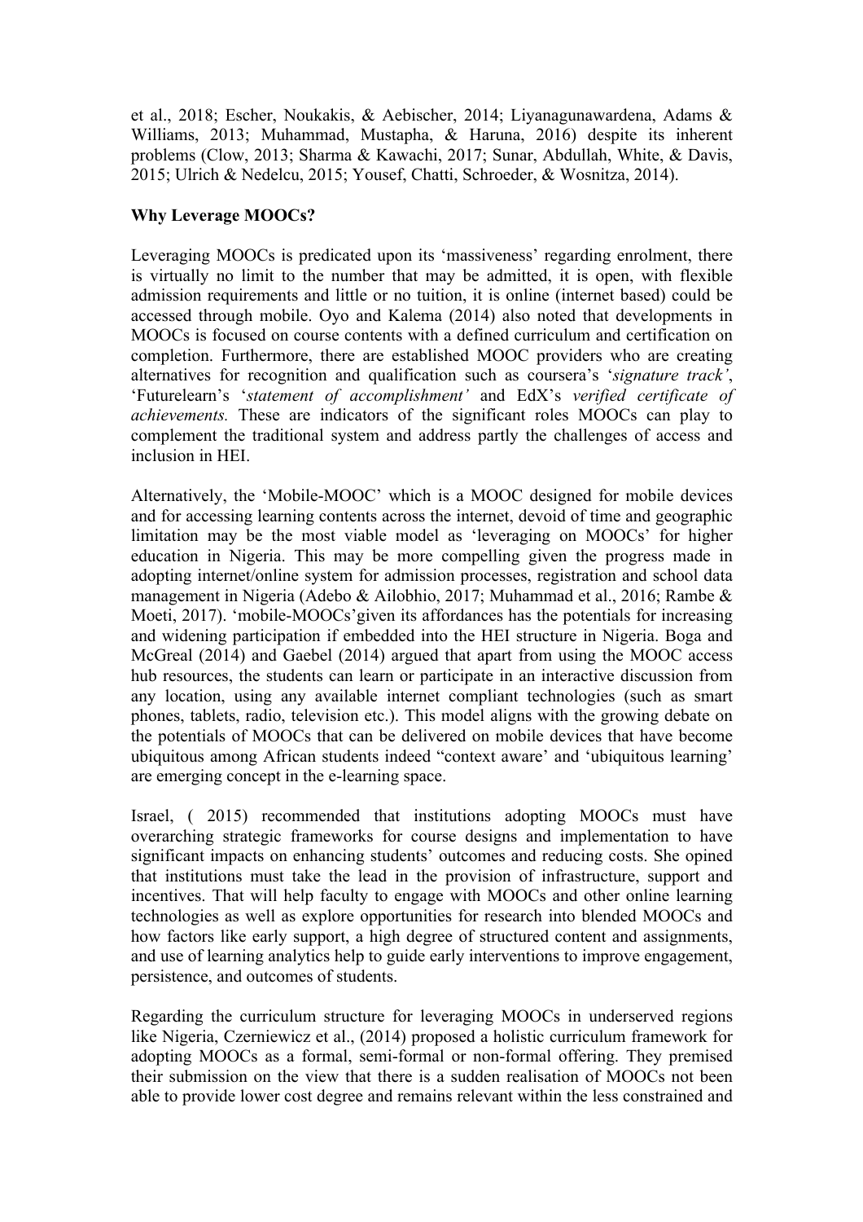et al., 2018; Escher, Noukakis, & Aebischer, 2014; Liyanagunawardena, Adams & Williams, 2013; Muhammad, Mustapha, & Haruna, 2016) despite its inherent problems (Clow, 2013; Sharma & Kawachi, 2017; Sunar, Abdullah, White, & Davis, 2015; Ulrich & Nedelcu, 2015; Yousef, Chatti, Schroeder, & Wosnitza, 2014).

**Why Leverage MOOCs?**

Leveraging MOOCs is predicated upon its 'massiveness' regarding enrolment, there is virtually no limit to the number that may be admitted, it is open, with flexible admission requirements and little or no tuition, it is online (internet based) could be accessed through mobile. Oyo and Kalema (2014) also noted that developments in MOOCs is focused on course contents with a defined curriculum and certification on completion. Furthermore, there are established MOOC providers who are creating alternatives for recognition and qualification such as coursera's '*signature track'*, 'Futurelearn's '*statement of accomplishment'* and EdX's *verified certificate of achievements.* These are indicators of the significant roles MOOCs can play to complement the traditional system and address partly the challenges of access and inclusion in HEI.

Alternatively, the 'Mobile-MOOC' which is a MOOC designed for mobile devices and for accessing learning contents across the internet, devoid of time and geographic limitation may be the most viable model as 'leveraging on MOOCs' for higher education in Nigeria. This may be more compelling given the progress made in adopting internet/online system for admission processes, registration and school data management in Nigeria (Adebo & Ailobhio, 2017; Muhammad et al., 2016; Rambe & Moeti, 2017). 'mobile-MOOCs'given its affordances has the potentials for increasing and widening participation if embedded into the HEI structure in Nigeria. Boga and McGreal (2014) and Gaebel (2014) argued that apart from using the MOOC access hub resources, the students can learn or participate in an interactive discussion from any location, using any available internet compliant technologies (such as smart phones, tablets, radio, television etc.). This model aligns with the growing debate on the potentials of MOOCs that can be delivered on mobile devices that have become ubiquitous among African students indeed "context aware' and 'ubiquitous learning' are emerging concept in the e-learning space.

Israel, ( 2015) recommended that institutions adopting MOOCs must have overarching strategic frameworks for course designs and implementation to have significant impacts on enhancing students' outcomes and reducing costs. She opined that institutions must take the lead in the provision of infrastructure, support and incentives. That will help faculty to engage with MOOCs and other online learning technologies as well as explore opportunities for research into blended MOOCs and how factors like early support, a high degree of structured content and assignments, and use of learning analytics help to guide early interventions to improve engagement, persistence, and outcomes of students.

Regarding the curriculum structure for leveraging MOOCs in underserved regions like Nigeria, Czerniewicz et al., (2014) proposed a holistic curriculum framework for adopting MOOCs as a formal, semi-formal or non-formal offering. They premised their submission on the view that there is a sudden realisation of MOOCs not been able to provide lower cost degree and remains relevant within the less constrained and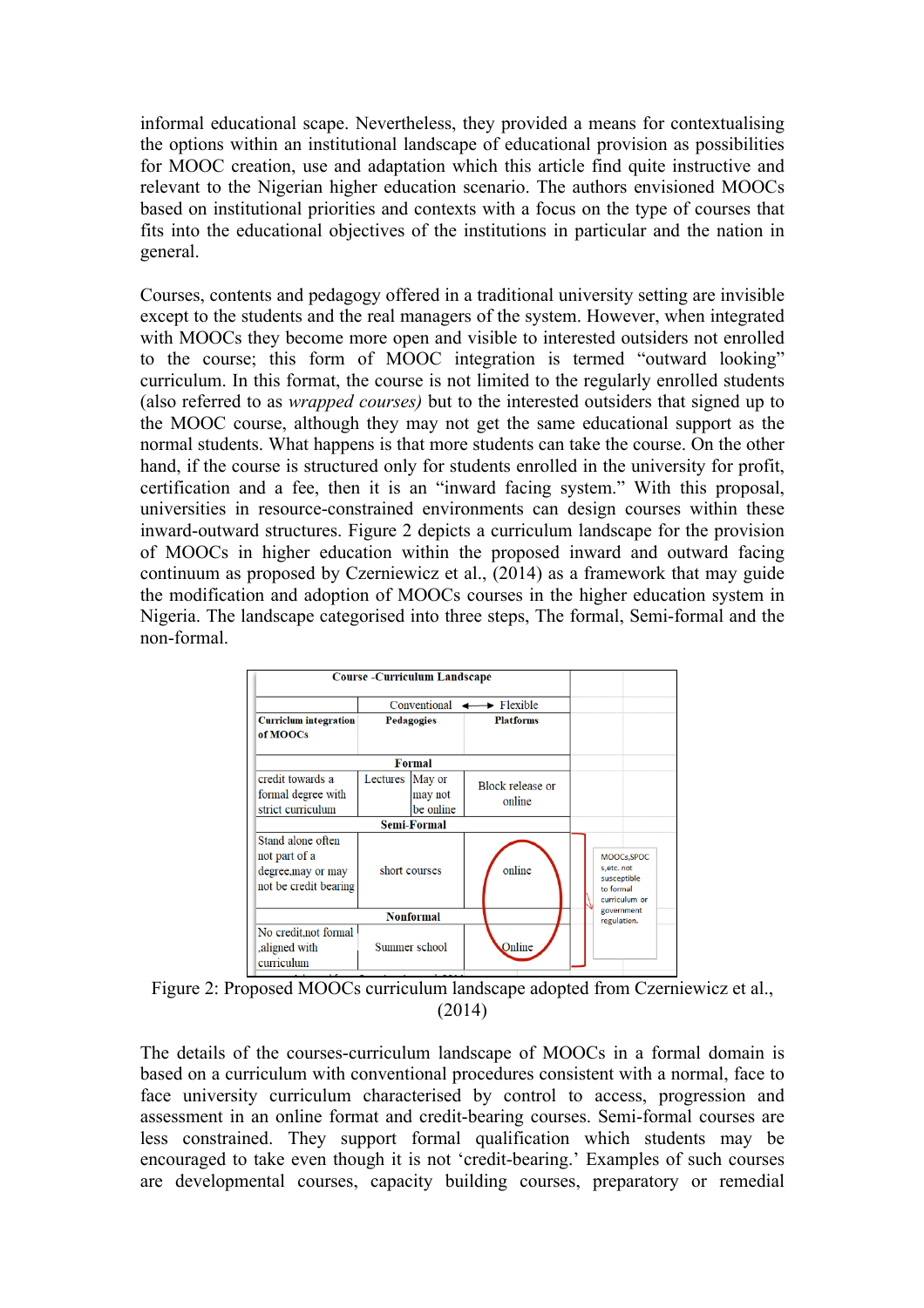informal educational scape. Nevertheless, they provided a means for contextualising the options within an institutional landscape of educational provision as possibilities for MOOC creation, use and adaptation which this article find quite instructive and relevant to the Nigerian higher education scenario. The authors envisioned MOOCs based on institutional priorities and contexts with a focus on the type of courses that fits into the educational objectives of the institutions in particular and the nation in general.

Courses, contents and pedagogy offered in a traditional university setting are invisible except to the students and the real managers of the system. However, when integrated with MOOCs they become more open and visible to interested outsiders not enrolled to the course; this form of MOOC integration is termed "outward looking" curriculum. In this format, the course is not limited to the regularly enrolled students (also referred to as *wrapped courses)* but to the interested outsiders that signed up to the MOOC course, although they may not get the same educational support as the normal students. What happens is that more students can take the course. On the other hand, if the course is structured only for students enrolled in the university for profit, certification and a fee, then it is an "inward facing system." With this proposal, universities in resource-constrained environments can design courses within these inward-outward structures. Figure 2 depicts a curriculum landscape for the provision of MOOCs in higher education within the proposed inward and outward facing continuum as proposed by Czerniewicz et al., (2014) as a framework that may guide the modification and adoption of MOOCs courses in the higher education system in Nigeria. The landscape categorised into three steps, The formal, Semi-formal and the non-formal.

| Course -Curriculum Landscape | | | |
|---|---|---|---|
| | Conventional ⟷ Flexible | | |
| **Curriclum integration of MOOCs** | **Pedagogies** | **Platforms** | |
| **Formal** | | | |
| credit towards a formal degree with strict curriculum | Lectures / May or may not be online | Block release or online | |
| **Semi-Formal** | | | |
| Stand alone often not part of a degree,may or may not be credit bearing | short courses | online | MOOCs,SPOCs,etc. not susceptible to formal curriculum or government regulation. |
| **Nonformal** | | | |
| No credit,not formal ,aligned with curriculum | Summer school | Online | |

Figure 2: Proposed MOOCs curriculum landscape adopted from Czerniewicz et al., (2014)

The details of the courses-curriculum landscape of MOOCs in a formal domain is based on a curriculum with conventional procedures consistent with a normal, face to face university curriculum characterised by control to access, progression and assessment in an online format and credit-bearing courses. Semi-formal courses are less constrained. They support formal qualification which students may be encouraged to take even though it is not 'credit-bearing.' Examples of such courses are developmental courses, capacity building courses, preparatory or remedial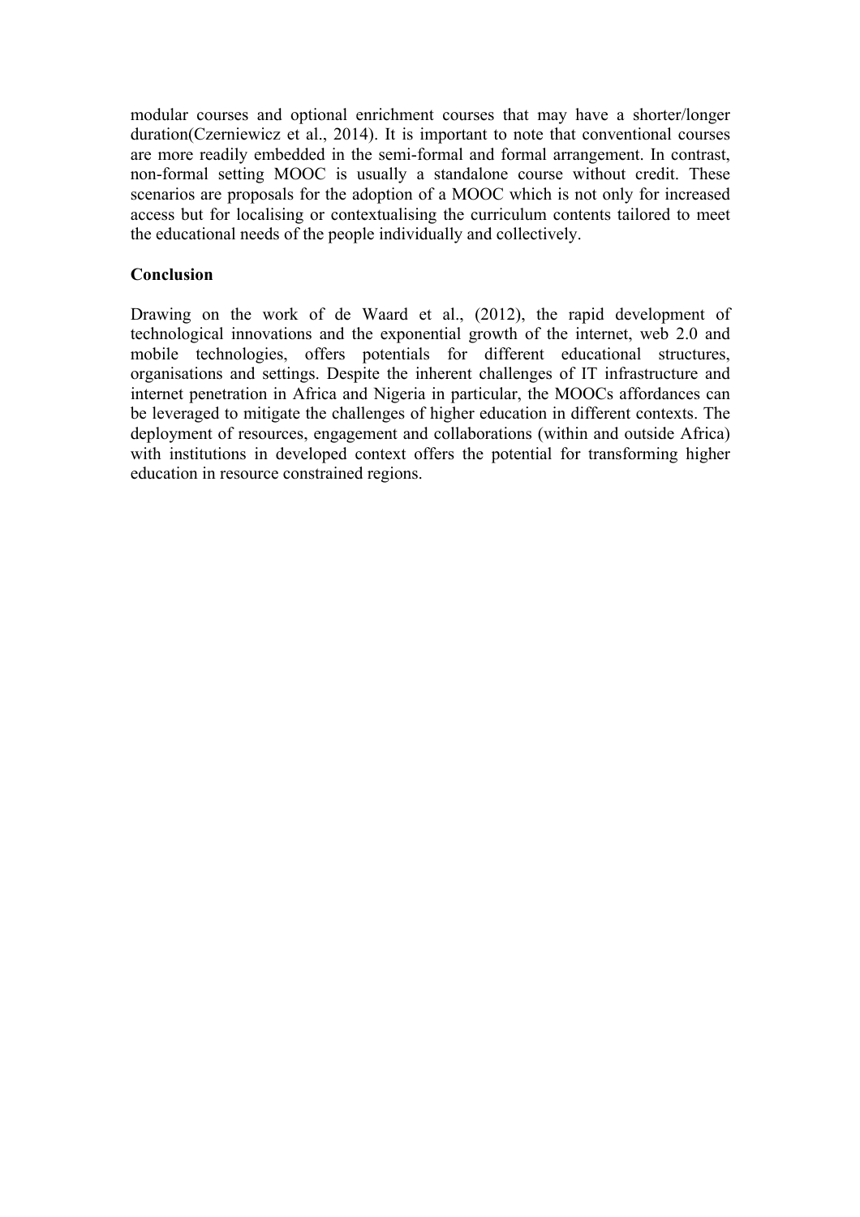modular courses and optional enrichment courses that may have a shorter/longer duration(Czerniewicz et al., 2014). It is important to note that conventional courses are more readily embedded in the semi-formal and formal arrangement. In contrast, non-formal setting MOOC is usually a standalone course without credit. These scenarios are proposals for the adoption of a MOOC which is not only for increased access but for localising or contextualising the curriculum contents tailored to meet the educational needs of the people individually and collectively.

**Conclusion**

Drawing on the work of de Waard et al., (2012), the rapid development of technological innovations and the exponential growth of the internet, web 2.0 and mobile technologies, offers potentials for different educational structures, organisations and settings. Despite the inherent challenges of IT infrastructure and internet penetration in Africa and Nigeria in particular, the MOOCs affordances can be leveraged to mitigate the challenges of higher education in different contexts. The deployment of resources, engagement and collaborations (within and outside Africa) with institutions in developed context offers the potential for transforming higher education in resource constrained regions.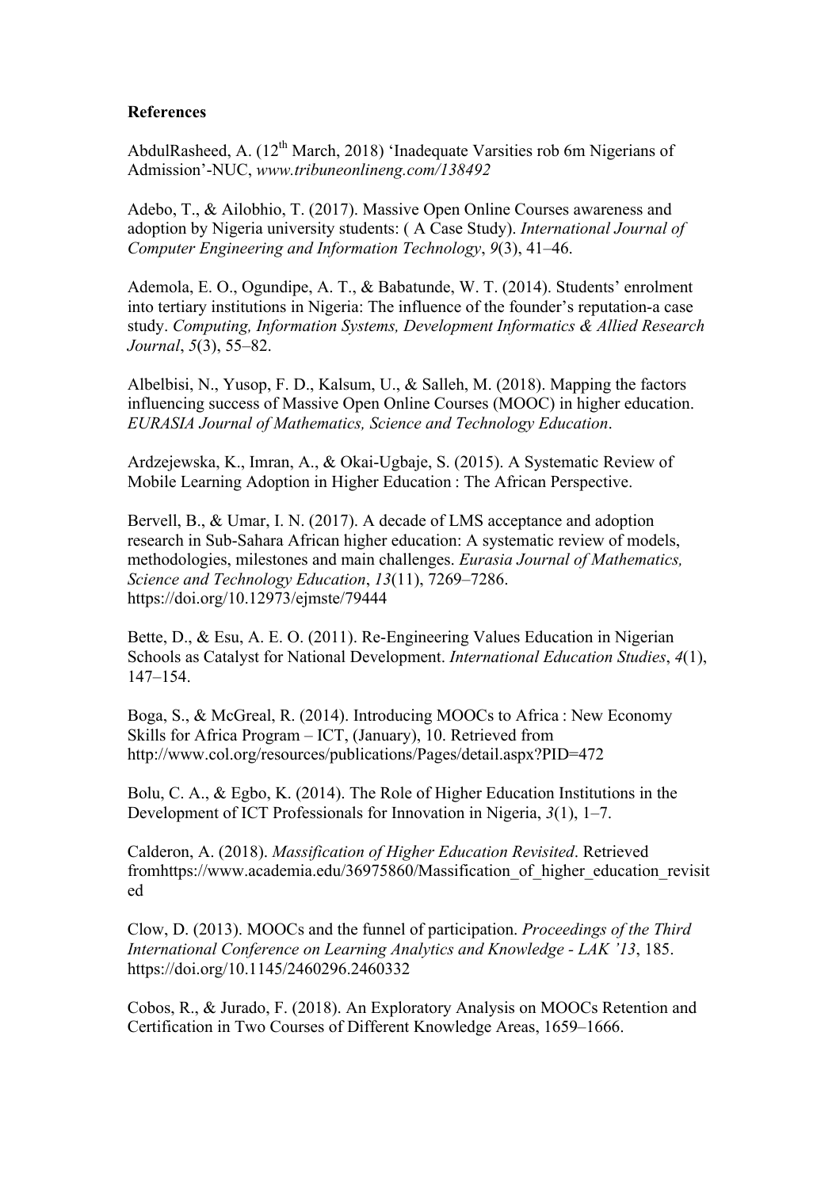**References**

AbdulRasheed, A. (12th March, 2018) 'Inadequate Varsities rob 6m Nigerians of Admission'-NUC, *www.tribuneonlineng.com/138492*

Adebo, T., & Ailobhio, T. (2017). Massive Open Online Courses awareness and adoption by Nigeria university students: ( A Case Study). *International Journal of Computer Engineering and Information Technology*, *9*(3), 41–46.

Ademola, E. O., Ogundipe, A. T., & Babatunde, W. T. (2014). Students' enrolment into tertiary institutions in Nigeria: The influence of the founder's reputation-a case study. *Computing, Information Systems, Development Informatics & Allied Research Journal*, *5*(3), 55–82.

Albelbisi, N., Yusop, F. D., Kalsum, U., & Salleh, M. (2018). Mapping the factors influencing success of Massive Open Online Courses (MOOC) in higher education. *EURASIA Journal of Mathematics, Science and Technology Education*.

Ardzejewska, K., Imran, A., & Okai-Ugbaje, S. (2015). A Systematic Review of Mobile Learning Adoption in Higher Education : The African Perspective.

Bervell, B., & Umar, I. N. (2017). A decade of LMS acceptance and adoption research in Sub-Sahara African higher education: A systematic review of models, methodologies, milestones and main challenges. *Eurasia Journal of Mathematics, Science and Technology Education*, *13*(11), 7269–7286. https://doi.org/10.12973/ejmste/79444

Bette, D., & Esu, A. E. O. (2011). Re-Engineering Values Education in Nigerian Schools as Catalyst for National Development. *International Education Studies*, *4*(1), 147–154.

Boga, S., & McGreal, R. (2014). Introducing MOOCs to Africa : New Economy Skills for Africa Program – ICT, (January), 10. Retrieved from http://www.col.org/resources/publications/Pages/detail.aspx?PID=472

Bolu, C. A., & Egbo, K. (2014). The Role of Higher Education Institutions in the Development of ICT Professionals for Innovation in Nigeria, *3*(1), 1–7.

Calderon, A. (2018). *Massification of Higher Education Revisited*. Retrieved fromhttps://www.academia.edu/36975860/Massification_of_higher_education_revisited

Clow, D. (2013). MOOCs and the funnel of participation. *Proceedings of the Third International Conference on Learning Analytics and Knowledge - LAK '13*, 185. https://doi.org/10.1145/2460296.2460332

Cobos, R., & Jurado, F. (2018). An Exploratory Analysis on MOOCs Retention and Certification in Two Courses of Different Knowledge Areas, 1659–1666.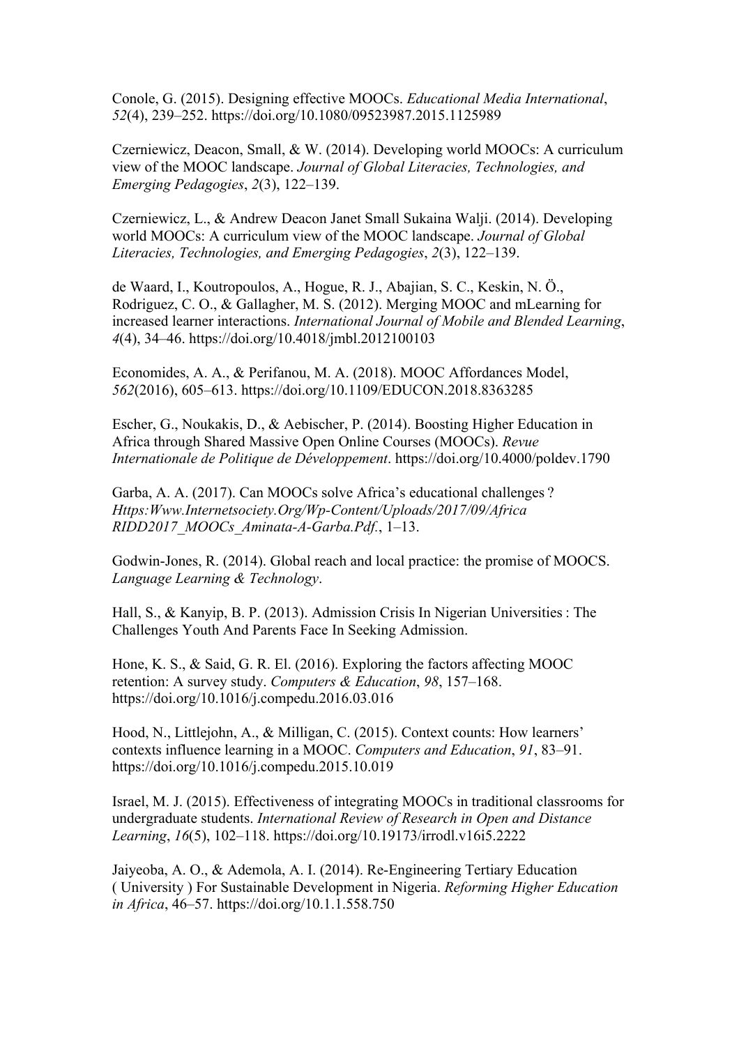Conole, G. (2015). Designing effective MOOCs. *Educational Media International*, *52*(4), 239–252. https://doi.org/10.1080/09523987.2015.1125989

Czerniewicz, Deacon, Small, & W. (2014). Developing world MOOCs: A curriculum view of the MOOC landscape. *Journal of Global Literacies, Technologies, and Emerging Pedagogies*, *2*(3), 122–139.

Czerniewicz, L., & Andrew Deacon Janet Small Sukaina Walji. (2014). Developing world MOOCs: A curriculum view of the MOOC landscape. *Journal of Global Literacies, Technologies, and Emerging Pedagogies*, *2*(3), 122–139.

de Waard, I., Koutropoulos, A., Hogue, R. J., Abajian, S. C., Keskin, N. Ö., Rodriguez, C. O., & Gallagher, M. S. (2012). Merging MOOC and mLearning for increased learner interactions. *International Journal of Mobile and Blended Learning*, *4*(4), 34–46. https://doi.org/10.4018/jmbl.2012100103

Economides, A. A., & Perifanou, M. A. (2018). MOOC Affordances Model, *562*(2016), 605–613. https://doi.org/10.1109/EDUCON.2018.8363285

Escher, G., Noukakis, D., & Aebischer, P. (2014). Boosting Higher Education in Africa through Shared Massive Open Online Courses (MOOCs). *Revue Internationale de Politique de Développement*. https://doi.org/10.4000/poldev.1790

Garba, A. A. (2017). Can MOOCs solve Africa's educational challenges ? *Https:Www.Internetsociety.Org/Wp-Content/Uploads/2017/09/Africa RIDD2017_MOOCs_Aminata-A-Garba.Pdf.*, 1–13.

Godwin-Jones, R. (2014). Global reach and local practice: the promise of MOOCS. *Language Learning & Technology*.

Hall, S., & Kanyip, B. P. (2013). Admission Crisis In Nigerian Universities : The Challenges Youth And Parents Face In Seeking Admission.

Hone, K. S., & Said, G. R. El. (2016). Exploring the factors affecting MOOC retention: A survey study. *Computers & Education*, *98*, 157–168. https://doi.org/10.1016/j.compedu.2016.03.016

Hood, N., Littlejohn, A., & Milligan, C. (2015). Context counts: How learners' contexts influence learning in a MOOC. *Computers and Education*, *91*, 83–91. https://doi.org/10.1016/j.compedu.2015.10.019

Israel, M. J. (2015). Effectiveness of integrating MOOCs in traditional classrooms for undergraduate students. *International Review of Research in Open and Distance Learning*, *16*(5), 102–118. https://doi.org/10.19173/irrodl.v16i5.2222

Jaiyeoba, A. O., & Ademola, A. I. (2014). Re-Engineering Tertiary Education ( University ) For Sustainable Development in Nigeria. *Reforming Higher Education in Africa*, 46–57. https://doi.org/10.1.1.558.750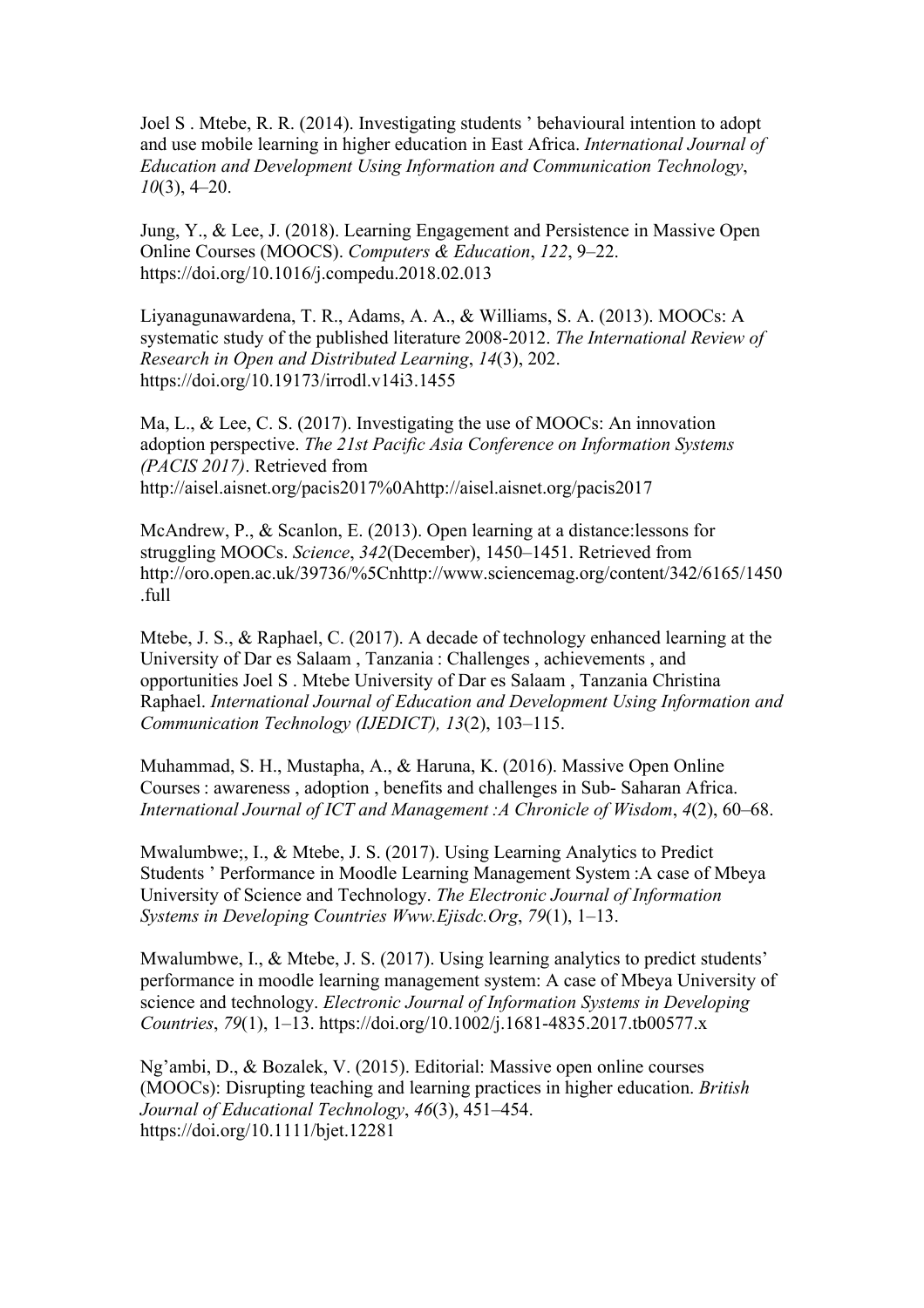Joel S . Mtebe, R. R. (2014). Investigating students ' behavioural intention to adopt and use mobile learning in higher education in East Africa. *International Journal of Education and Development Using Information and Communication Technology*, *10*(3), 4–20.

Jung, Y., & Lee, J. (2018). Learning Engagement and Persistence in Massive Open Online Courses (MOOCS). *Computers & Education*, *122*, 9–22. https://doi.org/10.1016/j.compedu.2018.02.013

Liyanagunawardena, T. R., Adams, A. A., & Williams, S. A. (2013). MOOCs: A systematic study of the published literature 2008-2012. *The International Review of Research in Open and Distributed Learning*, *14*(3), 202. https://doi.org/10.19173/irrodl.v14i3.1455

Ma, L., & Lee, C. S. (2017). Investigating the use of MOOCs: An innovation adoption perspective. *The 21st Pacific Asia Conference on Information Systems (PACIS 2017)*. Retrieved from http://aisel.aisnet.org/pacis2017%0Ahttp://aisel.aisnet.org/pacis2017

McAndrew, P., & Scanlon, E. (2013). Open learning at a distance:lessons for struggling MOOCs. *Science*, *342*(December), 1450–1451. Retrieved from http://oro.open.ac.uk/39736/%5Cnhttp://www.sciencemag.org/content/342/6165/1450.full

Mtebe, J. S., & Raphael, C. (2017). A decade of technology enhanced learning at the University of Dar es Salaam , Tanzania : Challenges , achievements , and opportunities Joel S . Mtebe University of Dar es Salaam , Tanzania Christina Raphael. *International Journal of Education and Development Using Information and Communication Technology (IJEDICT), 13*(2), 103–115.

Muhammad, S. H., Mustapha, A., & Haruna, K. (2016). Massive Open Online Courses : awareness , adoption , benefits and challenges in Sub- Saharan Africa. *International Journal of ICT and Management :A Chronicle of Wisdom*, *4*(2), 60–68.

Mwalumbwe;, I., & Mtebe, J. S. (2017). Using Learning Analytics to Predict Students ' Performance in Moodle Learning Management System :A case of Mbeya University of Science and Technology. *The Electronic Journal of Information Systems in Developing Countries Www.Ejisdc.Org*, *79*(1), 1–13.

Mwalumbwe, I., & Mtebe, J. S. (2017). Using learning analytics to predict students' performance in moodle learning management system: A case of Mbeya University of science and technology. *Electronic Journal of Information Systems in Developing Countries*, *79*(1), 1–13. https://doi.org/10.1002/j.1681-4835.2017.tb00577.x

Ng'ambi, D., & Bozalek, V. (2015). Editorial: Massive open online courses (MOOCs): Disrupting teaching and learning practices in higher education. *British Journal of Educational Technology*, *46*(3), 451–454. https://doi.org/10.1111/bjet.12281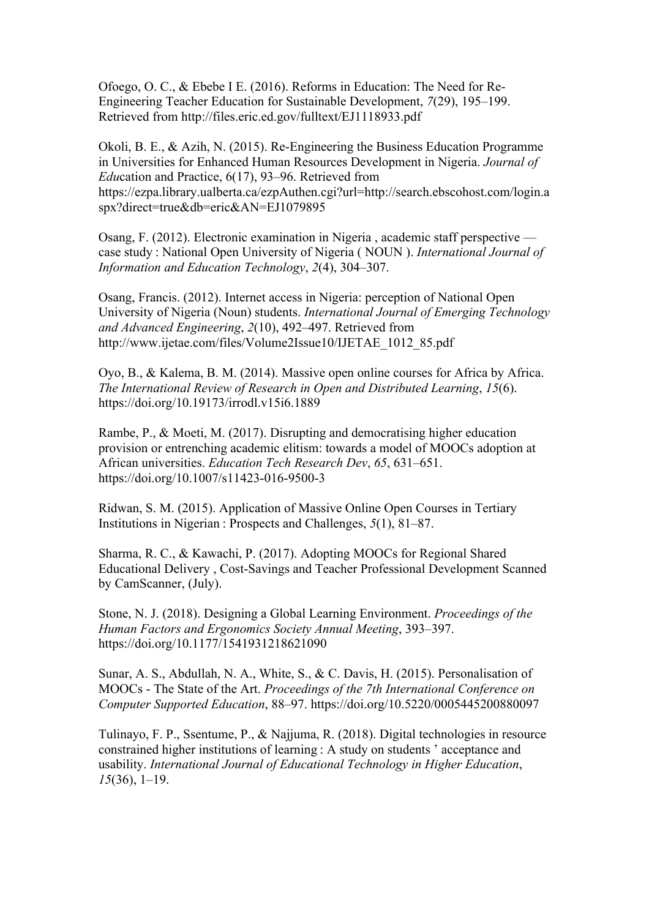Ofoego, O. C., & Ebebe I E. (2016). Reforms in Education: The Need for Re-Engineering Teacher Education for Sustainable Development, *7*(29), 195–199. Retrieved from http://files.eric.ed.gov/fulltext/EJ1118933.pdf

Okoli, B. E., & Azih, N. (2015). Re-Engineering the Business Education Programme in Universities for Enhanced Human Resources Development in Nigeria. *Journal of Edu*cation and Practice, 6(17), 93–96. Retrieved from https://ezpa.library.ualberta.ca/ezpAuthen.cgi?url=http://search.ebscohost.com/login.aspx?direct=true&db=eric&AN=EJ1079895

Osang, F. (2012). Electronic examination in Nigeria , academic staff perspective — case study : National Open University of Nigeria ( NOUN ). *International Journal of Information and Education Technology*, *2*(4), 304–307.

Osang, Francis. (2012). Internet access in Nigeria: perception of National Open University of Nigeria (Noun) students. *International Journal of Emerging Technology and Advanced Engineering*, *2*(10), 492–497. Retrieved from http://www.ijetae.com/files/Volume2Issue10/IJETAE_1012_85.pdf

Oyo, B., & Kalema, B. M. (2014). Massive open online courses for Africa by Africa. *The International Review of Research in Open and Distributed Learning*, *15*(6). https://doi.org/10.19173/irrodl.v15i6.1889

Rambe, P., & Moeti, M. (2017). Disrupting and democratising higher education provision or entrenching academic elitism: towards a model of MOOCs adoption at African universities. *Education Tech Research Dev*, *65*, 631–651. https://doi.org/10.1007/s11423-016-9500-3

Ridwan, S. M. (2015). Application of Massive Online Open Courses in Tertiary Institutions in Nigerian : Prospects and Challenges, *5*(1), 81–87.

Sharma, R. C., & Kawachi, P. (2017). Adopting MOOCs for Regional Shared Educational Delivery , Cost-Savings and Teacher Professional Development Scanned by CamScanner, (July).

Stone, N. J. (2018). Designing a Global Learning Environment. *Proceedings of the Human Factors and Ergonomics Society Annual Meeting*, 393–397. https://doi.org/10.1177/1541931218621090

Sunar, A. S., Abdullah, N. A., White, S., & C. Davis, H. (2015). Personalisation of MOOCs - The State of the Art. *Proceedings of the 7th International Conference on Computer Supported Education*, 88–97. https://doi.org/10.5220/0005445200880097

Tulinayo, F. P., Ssentume, P., & Najjuma, R. (2018). Digital technologies in resource constrained higher institutions of learning : A study on students ' acceptance and usability. *International Journal of Educational Technology in Higher Education*, *15*(36), 1–19.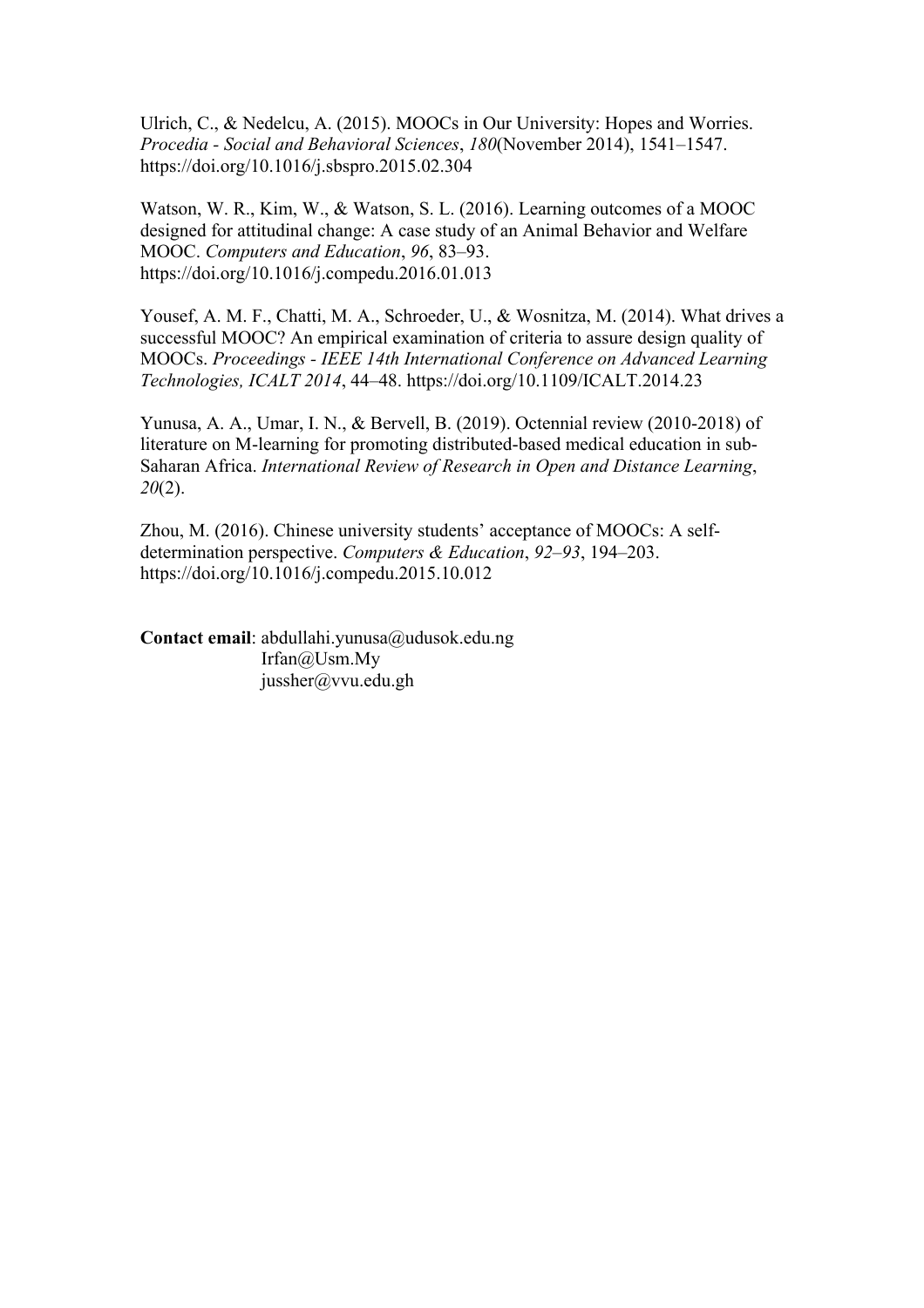Ulrich, C., & Nedelcu, A. (2015). MOOCs in Our University: Hopes and Worries. *Procedia - Social and Behavioral Sciences*, *180*(November 2014), 1541–1547. https://doi.org/10.1016/j.sbspro.2015.02.304

Watson, W. R., Kim, W., & Watson, S. L. (2016). Learning outcomes of a MOOC designed for attitudinal change: A case study of an Animal Behavior and Welfare MOOC. *Computers and Education*, *96*, 83–93. https://doi.org/10.1016/j.compedu.2016.01.013

Yousef, A. M. F., Chatti, M. A., Schroeder, U., & Wosnitza, M. (2014). What drives a successful MOOC? An empirical examination of criteria to assure design quality of MOOCs. *Proceedings - IEEE 14th International Conference on Advanced Learning Technologies, ICALT 2014*, 44–48. https://doi.org/10.1109/ICALT.2014.23

Yunusa, A. A., Umar, I. N., & Bervell, B. (2019). Octennial review (2010-2018) of literature on M-learning for promoting distributed-based medical education in sub-Saharan Africa. *International Review of Research in Open and Distance Learning*, *20*(2).

Zhou, M. (2016). Chinese university students' acceptance of MOOCs: A self-determination perspective. *Computers & Education*, *92–93*, 194–203. https://doi.org/10.1016/j.compedu.2015.10.012

**Contact email**: abdullahi.yunusa@udusok.edu.ng
Irfan@Usm.My
jussher@vvu.edu.gh